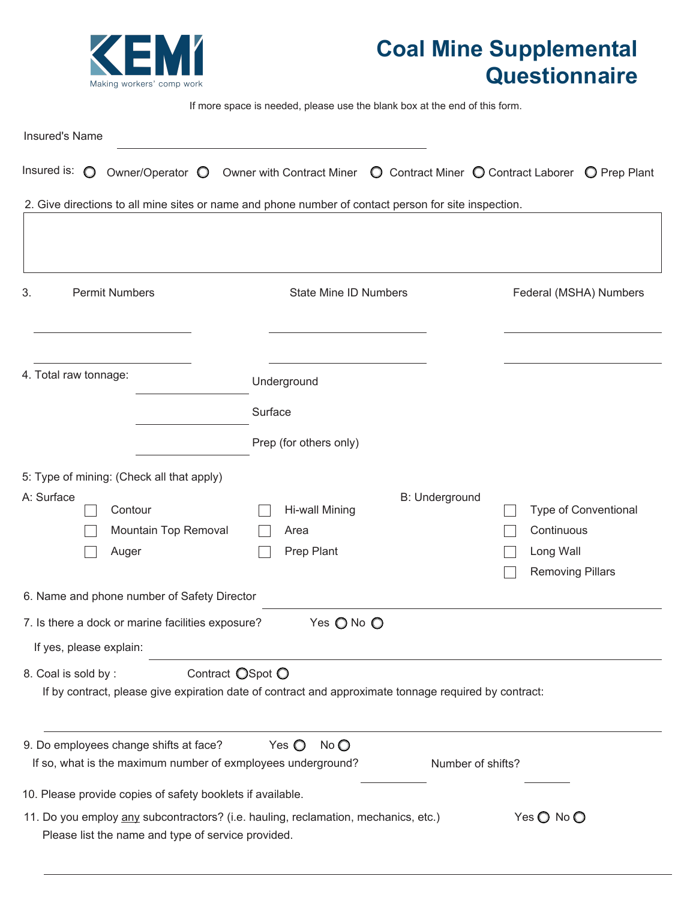KEMI

Making workers' comp work

# Coal Mine Supplemental Questionnaire

If more space is needed, please use the blank box at the end of this form.

Insured's Name \_\_\_\_\_\_\_\_\_\_\_\_\_\_\_\_\_\_\_\_\_\_\_\_\_\_\_\_\_\_\_\_\_\_\_\_\_\_\_\_

Insured is: ◯ Owner/Operator ◯ Owner with Contract Miner ◯ Contract Miner ◯ Contract Laborer ◯ Prep Plant

2. Give directions to all mine sites or name and phone number of contact person for site inspection.

3.

| Permit Numbers | State Mine ID Numbers | Federal (MSHA) Numbers |
|---|---|---|
| | | |
| | | |

4. Total raw tonnage:

\_\_\_\_\_\_\_\_\_\_\_\_\_\_\_\_ Underground

\_\_\_\_\_\_\_\_\_\_\_\_\_\_\_\_ Surface

\_\_\_\_\_\_\_\_\_\_\_\_\_\_\_\_ Prep (for others only)

5: Type of mining: (Check all that apply)

A: Surface

- ☐ Contour
- ☐ Mountain Top Removal
- ☐ Auger
- ☐ Hi-wall Mining
- ☐ Area
- ☐ Prep Plant

B: Underground

- ☐ Type of Conventional
- ☐ Continuous
- ☐ Long Wall
- ☐ Removing Pillars

6. Name and phone number of Safety Director \_\_\_\_\_\_\_\_\_\_\_\_\_\_\_\_\_\_\_\_\_\_\_\_\_\_\_\_\_\_\_\_\_\_\_\_\_\_\_\_

7. Is there a dock or marine facilities exposure? Yes ◯ No ◯

If yes, please explain: \_\_\_\_\_\_\_\_\_\_\_\_\_\_\_\_\_\_\_\_\_\_\_\_\_\_\_\_\_\_\_\_\_\_\_\_\_\_\_\_

8. Coal is sold by : Contract ◯ Spot ◯

If by contract, please give expiration date of contract and approximate tonnage required by contract:

\_\_\_\_\_\_\_\_\_\_\_\_\_\_\_\_\_\_\_\_\_\_\_\_\_\_\_\_\_\_\_\_\_\_\_\_\_\_\_\_

9. Do employees change shifts at face? Yes ◯ No ◯

If so, what is the maximum number of exmployees underground? \_\_\_\_\_\_\_\_\_\_ Number of shifts? \_\_\_\_\_\_\_\_

10. Please provide copies of safety booklets if available.

11. Do you employ <u>any</u> subcontractors? (i.e. hauling, reclamation, mechanics, etc.) Yes ◯ No ◯

Please list the name and type of service provided.

\_\_\_\_\_\_\_\_\_\_\_\_\_\_\_\_\_\_\_\_\_\_\_\_\_\_\_\_\_\_\_\_\_\_\_\_\_\_\_\_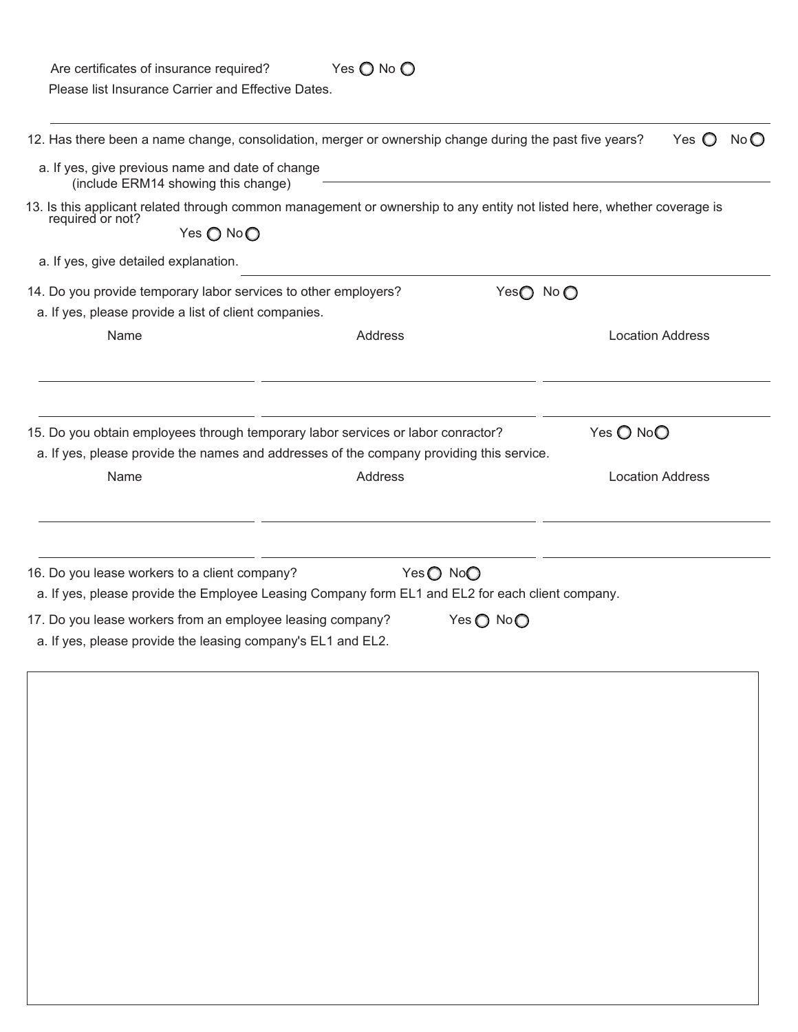Are certificates of insurance required? Yes ◯ No ◯

Please list Insurance Carrier and Effective Dates.

12. Has there been a name change, consolidation, merger or ownership change during the past five years? Yes ◯ No ◯

   a. If yes, give previous name and date of change (include ERM14 showing this change)

13. Is this applicant related through common management or ownership to any entity not listed here, whether coverage is required or not? Yes ◯ No ◯

   a. If yes, give detailed explanation.

14. Do you provide temporary labor services to other employers? Yes ◯ No ◯

   a. If yes, please provide a list of client companies.

| Name | Address | Location Address |
|---|---|---|
| | | |
| | | |

15. Do you obtain employees through temporary labor services or labor conractor? Yes ◯ No ◯

   a. If yes, please provide the names and addresses of the company providing this service.

| Name | Address | Location Address |
|---|---|---|
| | | |
| | | |

16. Do you lease workers to a client company? Yes ◯ No ◯

   a. If yes, please provide the Employee Leasing Company form EL1 and EL2 for each client company.

17. Do you lease workers from an employee leasing company? Yes ◯ No ◯

   a. If yes, please provide the leasing company's EL1 and EL2.